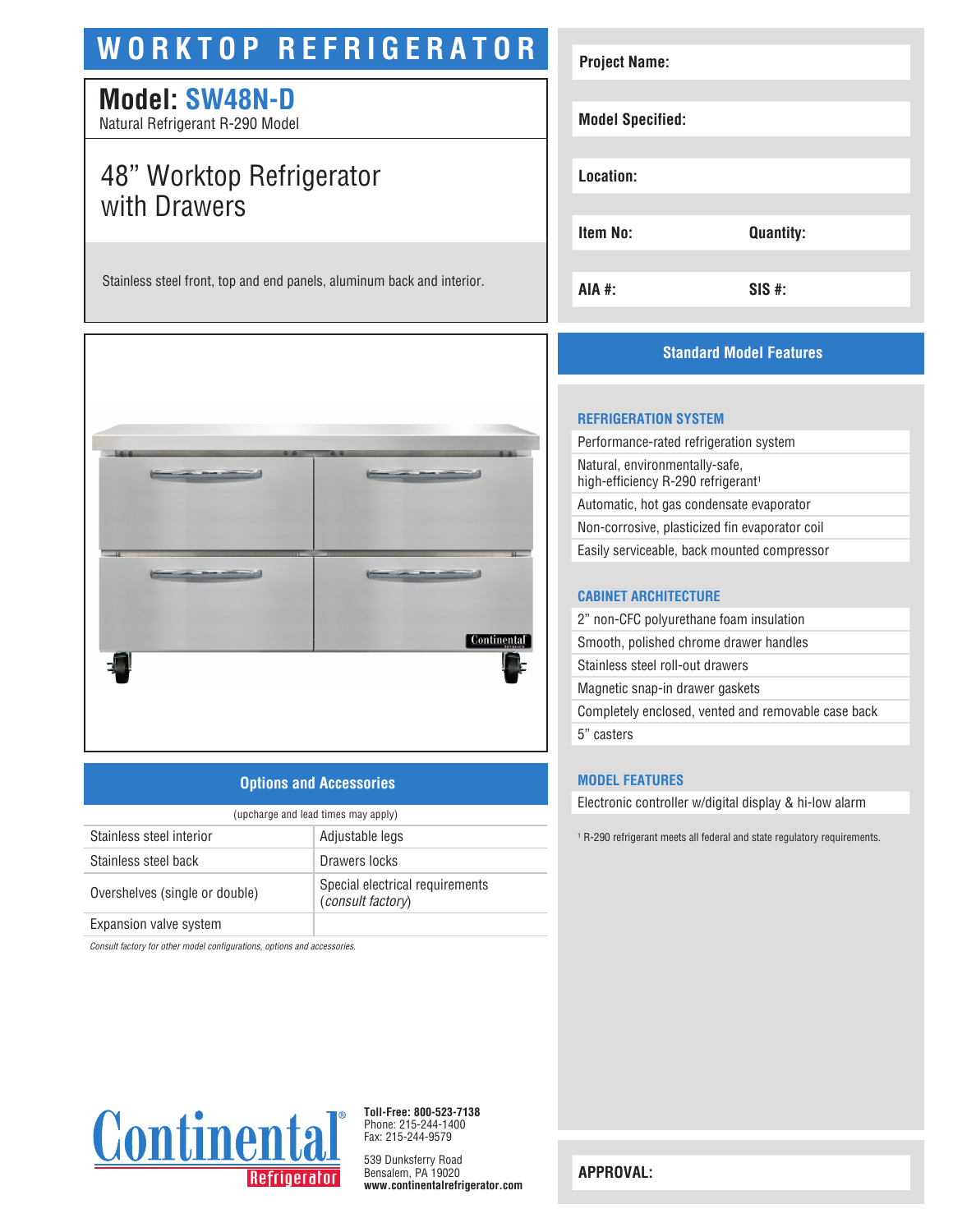# WORKTOP REFRIGERATOR

## Model: SW48N-D

Natural Refrigerant R-290 Model

## 48" Worktop Refrigerator with Drawers

Stainless steel front, top and end panels, aluminum back and interior.

| Project Name: | |
|---|---|
| Model Specified: | |
| Location: | |
| Item No: | Quantity: |
| AIA #: | SIS #: |

## Options and Accessories

(upcharge and lead times may apply)

| | |
|---|---|
| Stainless steel interior | Adjustable legs |
| Stainless steel back | Drawers locks |
| Overshelves (single or double) | Special electrical requirements (*consult factory*) |
| Expansion valve system | |

*Consult factory for other model configurations, options and accessories.*

## Standard Model Features

### REFRIGERATION SYSTEM

- Performance-rated refrigeration system
- Natural, environmentally-safe, high-efficiency R-290 refrigerant[1]
- Automatic, hot gas condensate evaporator
- Non-corrosive, plasticized fin evaporator coil
- Easily serviceable, back mounted compressor

### CABINET ARCHITECTURE

- 2" non-CFC polyurethane foam insulation
- Smooth, polished chrome drawer handles
- Stainless steel roll-out drawers
- Magnetic snap-in drawer gaskets
- Completely enclosed, vented and removable case back
- 5" casters

### MODEL FEATURES

- Electronic controller w/digital display & hi-low alarm

[1] R-290 refrigerant meets all federal and state regulatory requirements.

**Continental Refrigerator**

**Toll-Free: 800-523-7138**
Phone: 215-244-1400
Fax: 215-244-9579

539 Dunksferry Road
Bensalem, PA 19020
**www.continentalrefrigerator.com**

**APPROVAL:**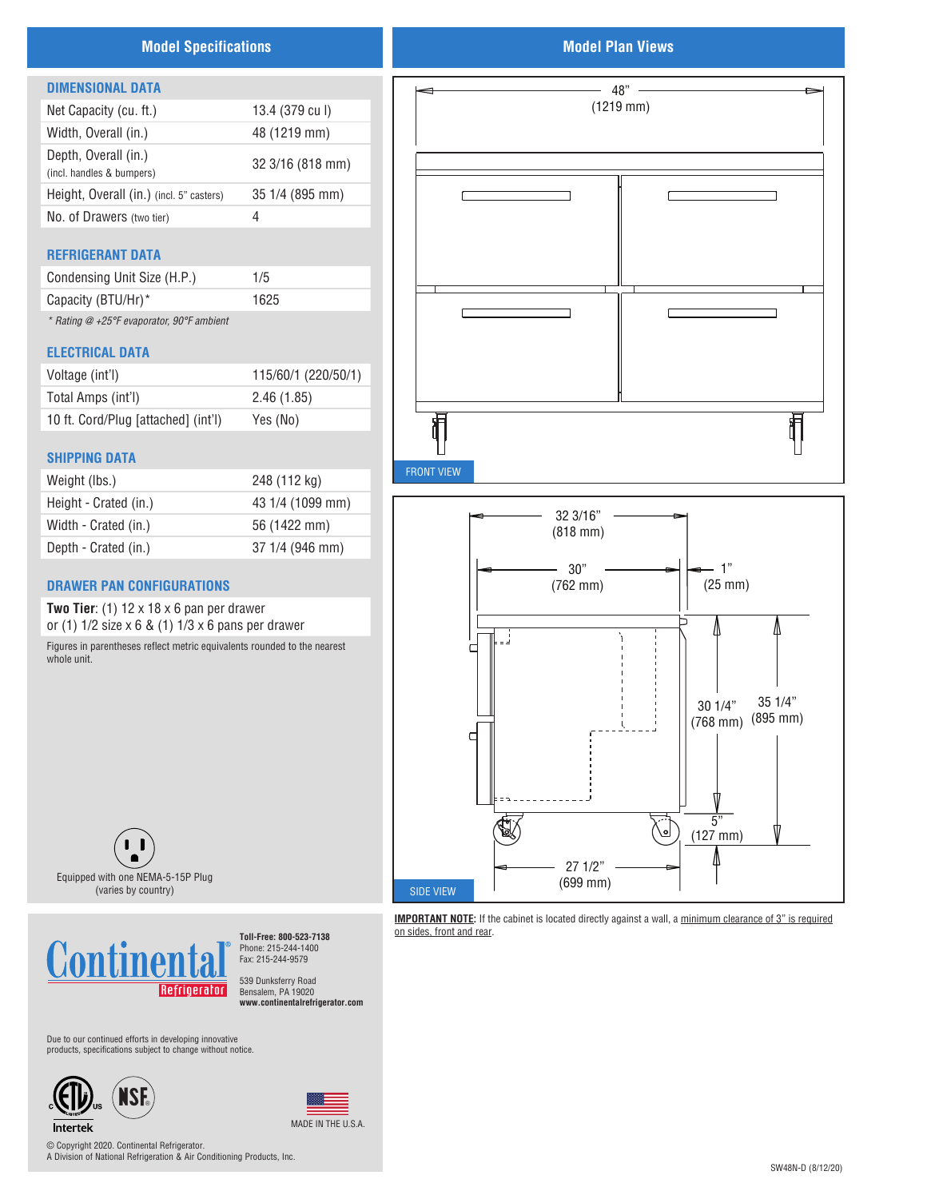## Model Specifications

### DIMENSIONAL DATA

| | |
|---|---|
| Net Capacity (cu. ft.) | 13.4 (379 cu l) |
| Width, Overall (in.) | 48 (1219 mm) |
| Depth, Overall (in.) (incl. handles & bumpers) | 32 3/16 (818 mm) |
| Height, Overall (in.) (incl. 5" casters) | 35 1/4 (895 mm) |
| No. of Drawers (two tier) | 4 |

### REFRIGERANT DATA

| | |
|---|---|
| Condensing Unit Size (H.P.) | 1/5 |
| Capacity (BTU/Hr)* | 1625 |

*\* Rating @ +25°F evaporator, 90°F ambient*

### ELECTRICAL DATA

| | |
|---|---|
| Voltage (int'l) | 115/60/1 (220/50/1) |
| Total Amps (int'l) | 2.46 (1.85) |
| 10 ft. Cord/Plug [attached] (int'l) | Yes (No) |

### SHIPPING DATA

| | |
|---|---|
| Weight (lbs.) | 248 (112 kg) |
| Height - Crated (in.) | 43 1/4 (1099 mm) |
| Width - Crated (in.) | 56 (1422 mm) |
| Depth - Crated (in.) | 37 1/4 (946 mm) |

### DRAWER PAN CONFIGURATIONS

**Two Tier**: (1) 12 x 18 x 6 pan per drawer or (1) 1/2 size x 6 & (1) 1/3 x 6 pans per drawer

Figures in parentheses reflect metric equivalents rounded to the nearest whole unit.

Equipped with one NEMA-5-15P Plug (varies by country)

## Model Plan Views

48"
(1219 mm)

FRONT VIEW

32 3/16"
(818 mm)

30"
(762 mm)

1"
(25 mm)

30 1/4"
(768 mm)

35 1/4"
(895 mm)

5"
(127 mm)

27 1/2"
(699 mm)

SIDE VIEW

**IMPORTANT NOTE:** If the cabinet is located directly against a wall, a minimum clearance of 3" is required on sides, front and rear.

Continental Refrigerator

**Toll-Free: 800-523-7138**
Phone: 215-244-1400
Fax: 215-244-9579

539 Dunksferry Road
Bensalem, PA 19020
**www.continentalrefrigerator.com**

Due to our continued efforts in developing innovative products, specifications subject to change without notice.

Intertek

MADE IN THE U.S.A.

© Copyright 2020. Continental Refrigerator.
A Division of National Refrigeration & Air Conditioning Products, Inc.

SW48N-D (8/12/20)